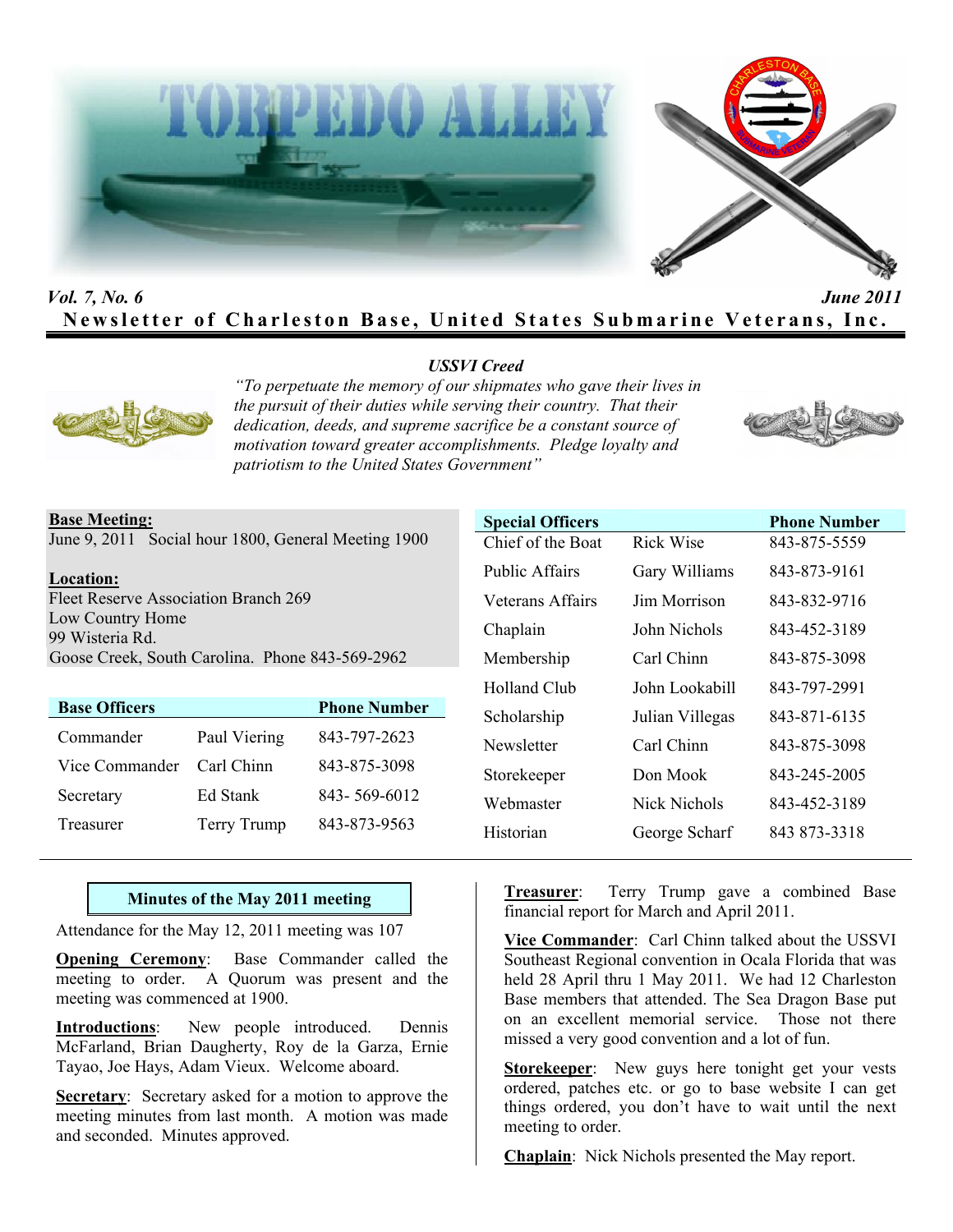# TORPEDO ALLEY

*Vol. 7, No. 6* *June 2011*

**Newsletter of Charleston Base, United States Submarine Veterans, Inc.**

***USSVI Creed***

*"To perpetuate the memory of our shipmates who gave their lives in the pursuit of their duties while serving their country. That their dedication, deeds, and supreme sacrifice be a constant source of motivation toward greater accomplishments. Pledge loyalty and patriotism to the United States Government"*

**Base Meeting:**
June 9, 2011 Social hour 1800, General Meeting 1900

**Location:**
Fleet Reserve Association Branch 269
Low Country Home
99 Wisteria Rd.
Goose Creek, South Carolina. Phone 843-569-2962

| Base Officers | | Phone Number |
|---|---|---|
| Commander | Paul Viering | 843-797-2623 |
| Vice Commander | Carl Chinn | 843-875-3098 |
| Secretary | Ed Stank | 843- 569-6012 |
| Treasurer | Terry Trump | 843-873-9563 |

| Special Officers | | Phone Number |
|---|---|---|
| Chief of the Boat | Rick Wise | 843-875-5559 |
| Public Affairs | Gary Williams | 843-873-9161 |
| Veterans Affairs | Jim Morrison | 843-832-9716 |
| Chaplain | John Nichols | 843-452-3189 |
| Membership | Carl Chinn | 843-875-3098 |
| Holland Club | John Lookabill | 843-797-2991 |
| Scholarship | Julian Villegas | 843-871-6135 |
| Newsletter | Carl Chinn | 843-875-3098 |
| Storekeeper | Don Mook | 843-245-2005 |
| Webmaster | Nick Nichols | 843-452-3189 |
| Historian | George Scharf | 843 873-3318 |

## Minutes of the May 2011 meeting

Attendance for the May 12, 2011 meeting was 107

**Opening Ceremony**: Base Commander called the meeting to order. A Quorum was present and the meeting was commenced at 1900.

**Introductions**: New people introduced. Dennis McFarland, Brian Daugherty, Roy de la Garza, Ernie Tayao, Joe Hays, Adam Vieux. Welcome aboard.

**Secretary**: Secretary asked for a motion to approve the meeting minutes from last month. A motion was made and seconded. Minutes approved.

**Treasurer**: Terry Trump gave a combined Base financial report for March and April 2011.

**Vice Commander**: Carl Chinn talked about the USSVI Southeast Regional convention in Ocala Florida that was held 28 April thru 1 May 2011. We had 12 Charleston Base members that attended. The Sea Dragon Base put on an excellent memorial service. Those not there missed a very good convention and a lot of fun.

**Storekeeper**: New guys here tonight get your vests ordered, patches etc. or go to base website I can get things ordered, you don't have to wait until the next meeting to order.

**Chaplain**: Nick Nichols presented the May report.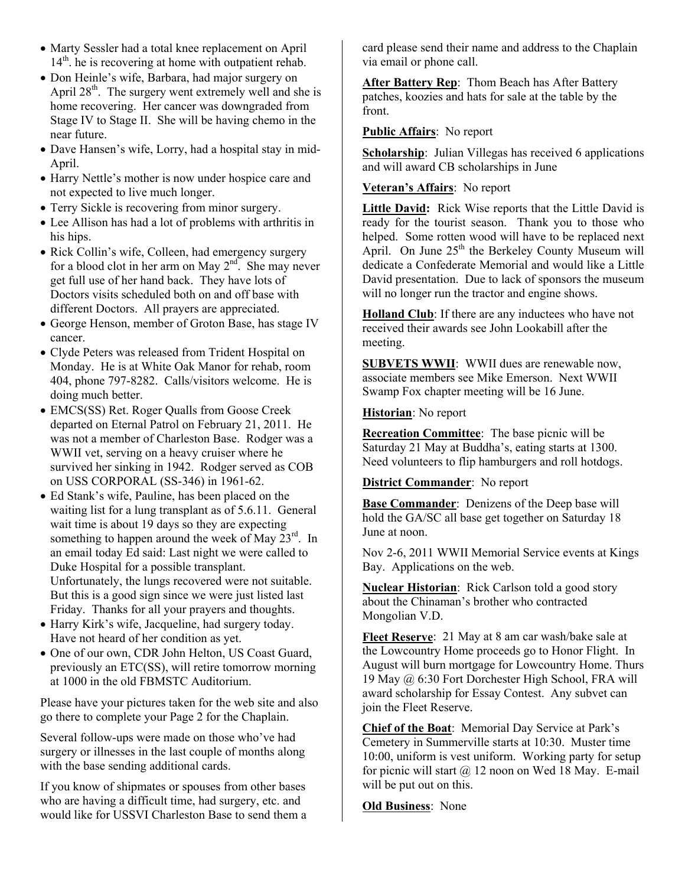- Marty Sessler had a total knee replacement on April 14th. he is recovering at home with outpatient rehab.
- Don Heinle's wife, Barbara, had major surgery on April 28th. The surgery went extremely well and she is home recovering. Her cancer was downgraded from Stage IV to Stage II. She will be having chemo in the near future.
- Dave Hansen's wife, Lorry, had a hospital stay in mid-April.
- Harry Nettle's mother is now under hospice care and not expected to live much longer.
- Terry Sickle is recovering from minor surgery.
- Lee Allison has had a lot of problems with arthritis in his hips.
- Rick Collin's wife, Colleen, had emergency surgery for a blood clot in her arm on May 2nd. She may never get full use of her hand back. They have lots of Doctors visits scheduled both on and off base with different Doctors. All prayers are appreciated.
- George Henson, member of Groton Base, has stage IV cancer.
- Clyde Peters was released from Trident Hospital on Monday. He is at White Oak Manor for rehab, room 404, phone 797-8282. Calls/visitors welcome. He is doing much better.
- EMCS(SS) Ret. Roger Qualls from Goose Creek departed on Eternal Patrol on February 21, 2011. He was not a member of Charleston Base. Rodger was a WWII vet, serving on a heavy cruiser where he survived her sinking in 1942. Rodger served as COB on USS CORPORAL (SS-346) in 1961-62.
- Ed Stank's wife, Pauline, has been placed on the waiting list for a lung transplant as of 5.6.11. General wait time is about 19 days so they are expecting something to happen around the week of May 23rd. In an email today Ed said: Last night we were called to Duke Hospital for a possible transplant. Unfortunately, the lungs recovered were not suitable. But this is a good sign since we were just listed last Friday. Thanks for all your prayers and thoughts.
- Harry Kirk's wife, Jacqueline, had surgery today. Have not heard of her condition as yet.
- One of our own, CDR John Helton, US Coast Guard, previously an ETC(SS), will retire tomorrow morning at 1000 in the old FBMSTC Auditorium.

Please have your pictures taken for the web site and also go there to complete your Page 2 for the Chaplain.

Several follow-ups were made on those who've had surgery or illnesses in the last couple of months along with the base sending additional cards.

If you know of shipmates or spouses from other bases who are having a difficult time, had surgery, etc. and would like for USSVI Charleston Base to send them a card please send their name and address to the Chaplain via email or phone call.

**After Battery Rep**: Thom Beach has After Battery patches, koozies and hats for sale at the table by the front.

**Public Affairs**: No report

**Scholarship**: Julian Villegas has received 6 applications and will award CB scholarships in June

**Veteran's Affairs**: No report

**Little David:** Rick Wise reports that the Little David is ready for the tourist season. Thank you to those who helped. Some rotten wood will have to be replaced next April. On June 25th the Berkeley County Museum will dedicate a Confederate Memorial and would like a Little David presentation. Due to lack of sponsors the museum will no longer run the tractor and engine shows.

**Holland Club**: If there are any inductees who have not received their awards see John Lookabill after the meeting.

**SUBVETS WWII**: WWII dues are renewable now, associate members see Mike Emerson. Next WWII Swamp Fox chapter meeting will be 16 June.

**Historian**: No report

**Recreation Committee**: The base picnic will be Saturday 21 May at Buddha's, eating starts at 1300. Need volunteers to flip hamburgers and roll hotdogs.

**District Commander**: No report

**Base Commander**: Denizens of the Deep base will hold the GA/SC all base get together on Saturday 18 June at noon.

Nov 2-6, 2011 WWII Memorial Service events at Kings Bay. Applications on the web.

**Nuclear Historian**: Rick Carlson told a good story about the Chinaman's brother who contracted Mongolian V.D.

**Fleet Reserve**: 21 May at 8 am car wash/bake sale at the Lowcountry Home proceeds go to Honor Flight. In August will burn mortgage for Lowcountry Home. Thurs 19 May @ 6:30 Fort Dorchester High School, FRA will award scholarship for Essay Contest. Any subvet can join the Fleet Reserve.

**Chief of the Boat**: Memorial Day Service at Park's Cemetery in Summerville starts at 10:30. Muster time 10:00, uniform is vest uniform. Working party for setup for picnic will start @ 12 noon on Wed 18 May. E-mail will be put out on this.

**Old Business**: None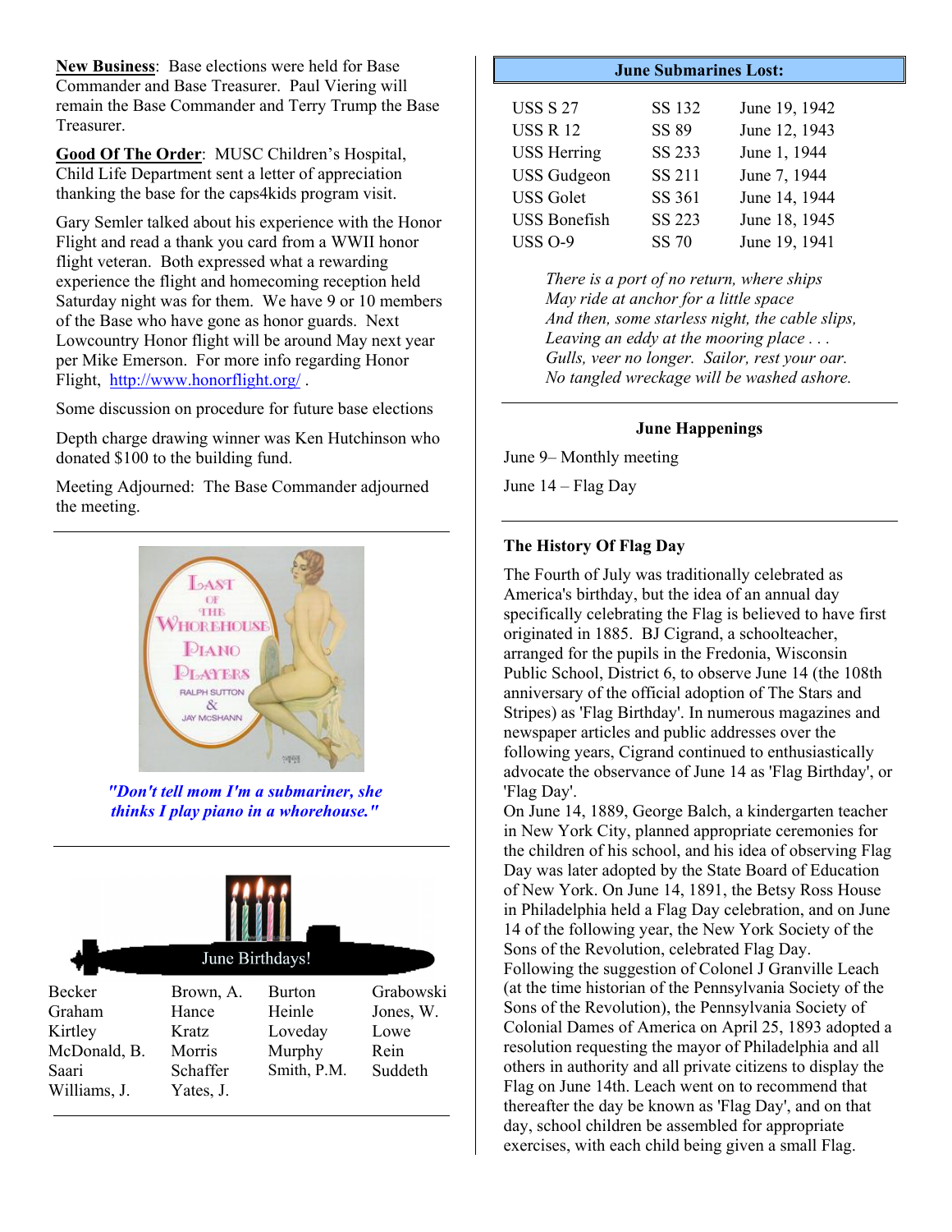**New Business**: Base elections were held for Base Commander and Base Treasurer. Paul Viering will remain the Base Commander and Terry Trump the Base Treasurer.

**Good Of The Order**: MUSC Children's Hospital, Child Life Department sent a letter of appreciation thanking the base for the caps4kids program visit.

Gary Semler talked about his experience with the Honor Flight and read a thank you card from a WWII honor flight veteran. Both expressed what a rewarding experience the flight and homecoming reception held Saturday night was for them. We have 9 or 10 members of the Base who have gone as honor guards. Next Lowcountry Honor flight will be around May next year per Mike Emerson. For more info regarding Honor Flight, http://www.honorflight.org/ .

Some discussion on procedure for future base elections

Depth charge drawing winner was Ken Hutchinson who donated $100 to the building fund.

Meeting Adjourned: The Base Commander adjourned the meeting.

*"Don't tell mom I'm a submariner, she thinks I play piano in a whorehouse."*

June Birthdays!

| | | | |
|---|---|---|---|
| Becker | Brown, A. | Burton | Grabowski |
| Graham | Hance | Heinle | Jones, W. |
| Kirtley | Kratz | Loveday | Lowe |
| McDonald, B. | Morris | Murphy | Rein |
| Saari | Schaffer | Smith, P.M. | Suddeth |
| Williams, J. | Yates, J. | | |

## June Submarines Lost:

| | | |
|---|---|---|
| USS S 27 | SS 132 | June 19, 1942 |
| USS R 12 | SS 89 | June 12, 1943 |
| USS Herring | SS 233 | June 1, 1944 |
| USS Gudgeon | SS 211 | June 7, 1944 |
| USS Golet | SS 361 | June 14, 1944 |
| USS Bonefish | SS 223 | June 18, 1945 |
| USS O-9 | SS 70 | June 19, 1941 |

*There is a port of no return, where ships*
*May ride at anchor for a little space*
*And then, some starless night, the cable slips,*
*Leaving an eddy at the mooring place . . .*
*Gulls, veer no longer. Sailor, rest your oar.*
*No tangled wreckage will be washed ashore.*

### June Happenings

June 9– Monthly meeting

June 14 – Flag Day

### The History Of Flag Day

The Fourth of July was traditionally celebrated as America's birthday, but the idea of an annual day specifically celebrating the Flag is believed to have first originated in 1885. BJ Cigrand, a schoolteacher, arranged for the pupils in the Fredonia, Wisconsin Public School, District 6, to observe June 14 (the 108th anniversary of the official adoption of The Stars and Stripes) as 'Flag Birthday'. In numerous magazines and newspaper articles and public addresses over the following years, Cigrand continued to enthusiastically advocate the observance of June 14 as 'Flag Birthday', or 'Flag Day'.
On June 14, 1889, George Balch, a kindergarten teacher in New York City, planned appropriate ceremonies for the children of his school, and his idea of observing Flag Day was later adopted by the State Board of Education of New York. On June 14, 1891, the Betsy Ross House in Philadelphia held a Flag Day celebration, and on June 14 of the following year, the New York Society of the Sons of the Revolution, celebrated Flag Day.
Following the suggestion of Colonel J Granville Leach (at the time historian of the Pennsylvania Society of the Sons of the Revolution), the Pennsylvania Society of Colonial Dames of America on April 25, 1893 adopted a resolution requesting the mayor of Philadelphia and all others in authority and all private citizens to display the Flag on June 14th. Leach went on to recommend that thereafter the day be known as 'Flag Day', and on that day, school children be assembled for appropriate exercises, with each child being given a small Flag.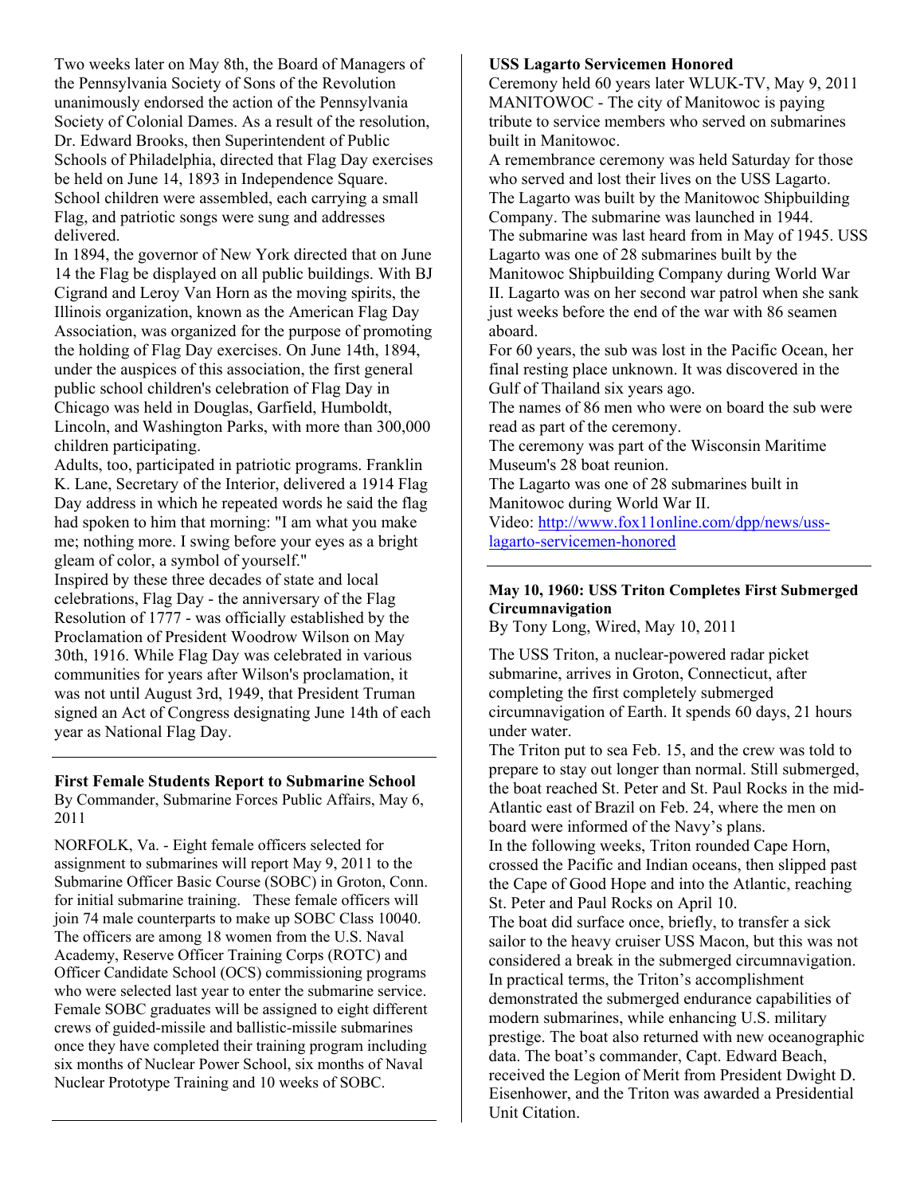Two weeks later on May 8th, the Board of Managers of the Pennsylvania Society of Sons of the Revolution unanimously endorsed the action of the Pennsylvania Society of Colonial Dames. As a result of the resolution, Dr. Edward Brooks, then Superintendent of Public Schools of Philadelphia, directed that Flag Day exercises be held on June 14, 1893 in Independence Square. School children were assembled, each carrying a small Flag, and patriotic songs were sung and addresses delivered.

In 1894, the governor of New York directed that on June 14 the Flag be displayed on all public buildings. With BJ Cigrand and Leroy Van Horn as the moving spirits, the Illinois organization, known as the American Flag Day Association, was organized for the purpose of promoting the holding of Flag Day exercises. On June 14th, 1894, under the auspices of this association, the first general public school children's celebration of Flag Day in Chicago was held in Douglas, Garfield, Humboldt, Lincoln, and Washington Parks, with more than 300,000 children participating.

Adults, too, participated in patriotic programs. Franklin K. Lane, Secretary of the Interior, delivered a 1914 Flag Day address in which he repeated words he said the flag had spoken to him that morning: "I am what you make me; nothing more. I swing before your eyes as a bright gleam of color, a symbol of yourself."

Inspired by these three decades of state and local celebrations, Flag Day - the anniversary of the Flag Resolution of 1777 - was officially established by the Proclamation of President Woodrow Wilson on May 30th, 1916. While Flag Day was celebrated in various communities for years after Wilson's proclamation, it was not until August 3rd, 1949, that President Truman signed an Act of Congress designating June 14th of each year as National Flag Day.

---

**First Female Students Report to Submarine School**
By Commander, Submarine Forces Public Affairs, May 6, 2011

NORFOLK, Va. - Eight female officers selected for assignment to submarines will report May 9, 2011 to the Submarine Officer Basic Course (SOBC) in Groton, Conn. for initial submarine training. These female officers will join 74 male counterparts to make up SOBC Class 10040. The officers are among 18 women from the U.S. Naval Academy, Reserve Officer Training Corps (ROTC) and Officer Candidate School (OCS) commissioning programs who were selected last year to enter the submarine service. Female SOBC graduates will be assigned to eight different crews of guided-missile and ballistic-missile submarines once they have completed their training program including six months of Nuclear Power School, six months of Naval Nuclear Prototype Training and 10 weeks of SOBC.

---

**USS Lagarto Servicemen Honored**
Ceremony held 60 years later WLUK-TV, May 9, 2011
MANITOWOC - The city of Manitowoc is paying tribute to service members who served on submarines built in Manitowoc.

A remembrance ceremony was held Saturday for those who served and lost their lives on the USS Lagarto. The Lagarto was built by the Manitowoc Shipbuilding Company. The submarine was launched in 1944.

The submarine was last heard from in May of 1945. USS Lagarto was one of 28 submarines built by the Manitowoc Shipbuilding Company during World War II. Lagarto was on her second war patrol when she sank just weeks before the end of the war with 86 seamen aboard.

For 60 years, the sub was lost in the Pacific Ocean, her final resting place unknown. It was discovered in the Gulf of Thailand six years ago.

The names of 86 men who were on board the sub were read as part of the ceremony.

The ceremony was part of the Wisconsin Maritime Museum's 28 boat reunion.

The Lagarto was one of 28 submarines built in Manitowoc during World War II.

Video: [http://www.fox11online.com/dpp/news/uss-lagarto-servicemen-honored](http://www.fox11online.com/dpp/news/uss-lagarto-servicemen-honored)

---

**May 10, 1960: USS Triton Completes First Submerged Circumnavigation**
By Tony Long, Wired, May 10, 2011

The USS Triton, a nuclear-powered radar picket submarine, arrives in Groton, Connecticut, after completing the first completely submerged circumnavigation of Earth. It spends 60 days, 21 hours under water.

The Triton put to sea Feb. 15, and the crew was told to prepare to stay out longer than normal. Still submerged, the boat reached St. Peter and St. Paul Rocks in the mid-Atlantic east of Brazil on Feb. 24, where the men on board were informed of the Navy's plans.

In the following weeks, Triton rounded Cape Horn, crossed the Pacific and Indian oceans, then slipped past the Cape of Good Hope and into the Atlantic, reaching St. Peter and Paul Rocks on April 10.

The boat did surface once, briefly, to transfer a sick sailor to the heavy cruiser USS Macon, but this was not considered a break in the submerged circumnavigation. In practical terms, the Triton's accomplishment demonstrated the submerged endurance capabilities of modern submarines, while enhancing U.S. military prestige. The boat also returned with new oceanographic data. The boat's commander, Capt. Edward Beach, received the Legion of Merit from President Dwight D. Eisenhower, and the Triton was awarded a Presidential Unit Citation.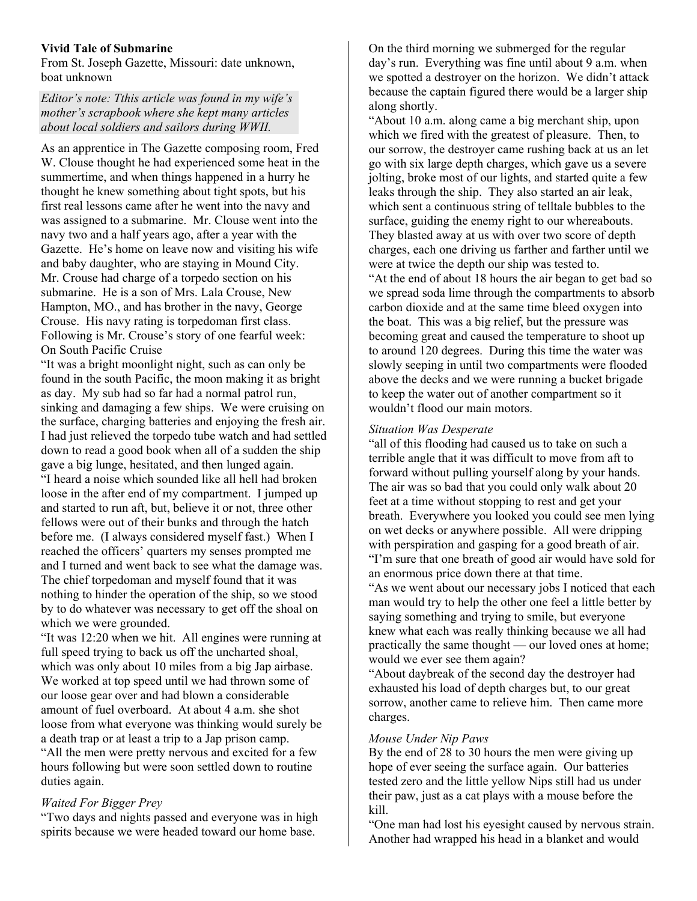**Vivid Tale of Submarine**

From St. Joseph Gazette, Missouri: date unknown, boat unknown

*Editor's note: Tthis article was found in my wife's mother's scrapbook where she kept many articles about local soldiers and sailors during WWII.*

As an apprentice in The Gazette composing room, Fred W. Clouse thought he had experienced some heat in the summertime, and when things happened in a hurry he thought he knew something about tight spots, but his first real lessons came after he went into the navy and was assigned to a submarine. Mr. Clouse went into the navy two and a half years ago, after a year with the Gazette. He's home on leave now and visiting his wife and baby daughter, who are staying in Mound City. Mr. Crouse had charge of a torpedo section on his submarine. He is a son of Mrs. Lala Crouse, New Hampton, MO., and has brother in the navy, George Crouse. His navy rating is torpedoman first class. Following is Mr. Crouse's story of one fearful week:

*On South Pacific Cruise*

"It was a bright moonlight night, such as can only be found in the south Pacific, the moon making it as bright as day. My sub had so far had a normal patrol run, sinking and damaging a few ships. We were cruising on the surface, charging batteries and enjoying the fresh air. I had just relieved the torpedo tube watch and had settled down to read a good book when all of a sudden the ship gave a big lunge, hesitated, and then lunged again.

"I heard a noise which sounded like all hell had broken loose in the after end of my compartment. I jumped up and started to run aft, but, believe it or not, three other fellows were out of their bunks and through the hatch before me. (I always considered myself fast.) When I reached the officers' quarters my senses prompted me and I turned and went back to see what the damage was. The chief torpedoman and myself found that it was nothing to hinder the operation of the ship, so we stood by to do whatever was necessary to get off the shoal on which we were grounded.

"It was 12:20 when we hit. All engines were running at full speed trying to back us off the uncharted shoal, which was only about 10 miles from a big Jap airbase. We worked at top speed until we had thrown some of our loose gear over and had blown a considerable amount of fuel overboard. At about 4 a.m. she shot loose from what everyone was thinking would surely be a death trap or at least a trip to a Jap prison camp.

"All the men were pretty nervous and excited for a few hours following but were soon settled down to routine duties again.

*Waited For Bigger Prey*

"Two days and nights passed and everyone was in high spirits because we were headed toward our home base. On the third morning we submerged for the regular day's run. Everything was fine until about 9 a.m. when we spotted a destroyer on the horizon. We didn't attack because the captain figured there would be a larger ship along shortly.

"About 10 a.m. along came a big merchant ship, upon which we fired with the greatest of pleasure. Then, to our sorrow, the destroyer came rushing back at us an let go with six large depth charges, which gave us a severe jolting, broke most of our lights, and started quite a few leaks through the ship. They also started an air leak, which sent a continuous string of telltale bubbles to the surface, guiding the enemy right to our whereabouts. They blasted away at us with over two score of depth charges, each one driving us farther and farther until we were at twice the depth our ship was tested to.

"At the end of about 18 hours the air began to get bad so we spread soda lime through the compartments to absorb carbon dioxide and at the same time bleed oxygen into the boat. This was a big relief, but the pressure was becoming great and caused the temperature to shoot up to around 120 degrees. During this time the water was slowly seeping in until two compartments were flooded above the decks and we were running a bucket brigade to keep the water out of another compartment so it wouldn't flood our main motors.

*Situation Was Desperate*

"all of this flooding had caused us to take on such a terrible angle that it was difficult to move from aft to forward without pulling yourself along by your hands. The air was so bad that you could only walk about 20 feet at a time without stopping to rest and get your breath. Everywhere you looked you could see men lying on wet decks or anywhere possible. All were dripping with perspiration and gasping for a good breath of air.

"I'm sure that one breath of good air would have sold for an enormous price down there at that time.

"As we went about our necessary jobs I noticed that each man would try to help the other one feel a little better by saying something and trying to smile, but everyone knew what each was really thinking because we all had practically the same thought — our loved ones at home; would we ever see them again?

"About daybreak of the second day the destroyer had exhausted his load of depth charges but, to our great sorrow, another came to relieve him. Then came more charges.

*Mouse Under Nip Paws*

By the end of 28 to 30 hours the men were giving up hope of ever seeing the surface again. Our batteries tested zero and the little yellow Nips still had us under their paw, just as a cat plays with a mouse before the kill.

"One man had lost his eyesight caused by nervous strain. Another had wrapped his head in a blanket and would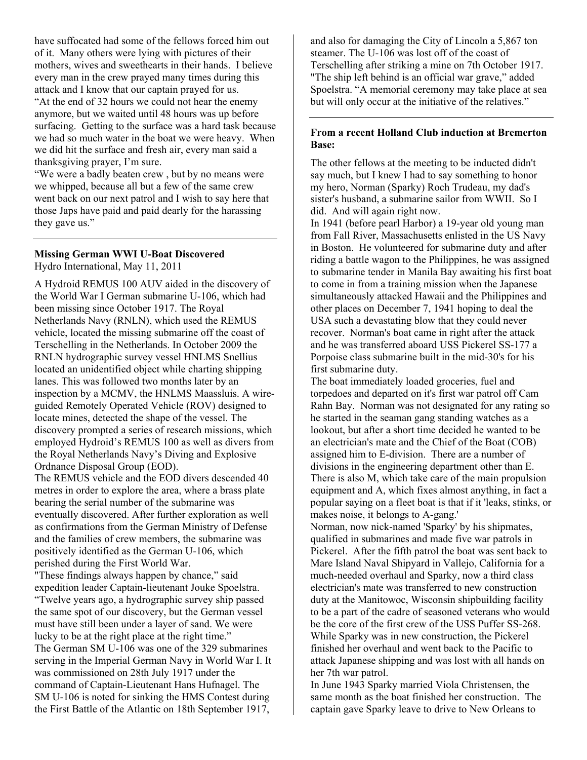have suffocated had some of the fellows forced him out of it. Many others were lying with pictures of their mothers, wives and sweethearts in their hands. I believe every man in the crew prayed many times during this attack and I know that our captain prayed for us.

"At the end of 32 hours we could not hear the enemy anymore, but we waited until 48 hours was up before surfacing. Getting to the surface was a hard task because we had so much water in the boat we were heavy. When we did hit the surface and fresh air, every man said a thanksgiving prayer, I'm sure.

"We were a badly beaten crew , but by no means were we whipped, because all but a few of the same crew went back on our next patrol and I wish to say here that those Japs have paid and paid dearly for the harassing they gave us."

---

**Missing German WWI U-Boat Discovered**
Hydro International, May 11, 2011

A Hydroid REMUS 100 AUV aided in the discovery of the World War I German submarine U-106, which had been missing since October 1917. The Royal Netherlands Navy (RNLN), which used the REMUS vehicle, located the missing submarine off the coast of Terschelling in the Netherlands. In October 2009 the RNLN hydrographic survey vessel HNLMS Snellius located an unidentified object while charting shipping lanes. This was followed two months later by an inspection by a MCMV, the HNLMS Maassluis. A wire-guided Remotely Operated Vehicle (ROV) designed to locate mines, detected the shape of the vessel. The discovery prompted a series of research missions, which employed Hydroid's REMUS 100 as well as divers from the Royal Netherlands Navy's Diving and Explosive Ordnance Disposal Group (EOD).

The REMUS vehicle and the EOD divers descended 40 metres in order to explore the area, where a brass plate bearing the serial number of the submarine was eventually discovered. After further exploration as well as confirmations from the German Ministry of Defense and the families of crew members, the submarine was positively identified as the German U-106, which perished during the First World War.

"These findings always happen by chance," said expedition leader Captain-lieutenant Jouke Spoelstra. "Twelve years ago, a hydrographic survey ship passed the same spot of our discovery, but the German vessel must have still been under a layer of sand. We were lucky to be at the right place at the right time."

The German SM U-106 was one of the 329 submarines serving in the Imperial German Navy in World War I. It was commissioned on 28th July 1917 under the command of Captain-Lieutenant Hans Hufnagel. The SM U-106 is noted for sinking the HMS Contest during the First Battle of the Atlantic on 18th September 1917, and also for damaging the City of Lincoln a 5,867 ton steamer. The U-106 was lost off of the coast of Terschelling after striking a mine on 7th October 1917. "The ship left behind is an official war grave," added Spoelstra. "A memorial ceremony may take place at sea but will only occur at the initiative of the relatives."

---

**From a recent Holland Club induction at Bremerton Base:**

The other fellows at the meeting to be inducted didn't say much, but I knew I had to say something to honor my hero, Norman (Sparky) Roch Trudeau, my dad's sister's husband, a submarine sailor from WWII. So I did. And will again right now.

In 1941 (before pearl Harbor) a 19-year old young man from Fall River, Massachusetts enlisted in the US Navy in Boston. He volunteered for submarine duty and after riding a battle wagon to the Philippines, he was assigned to submarine tender in Manila Bay awaiting his first boat to come in from a training mission when the Japanese simultaneously attacked Hawaii and the Philippines and other places on December 7, 1941 hoping to deal the USA such a devastating blow that they could never recover. Norman's boat came in right after the attack and he was transferred aboard USS Pickerel SS-177 a Porpoise class submarine built in the mid-30's for his first submarine duty.

The boat immediately loaded groceries, fuel and torpedoes and departed on it's first war patrol off Cam Rahn Bay. Norman was not designated for any rating so he started in the seaman gang standing watches as a lookout, but after a short time decided he wanted to be an electrician's mate and the Chief of the Boat (COB) assigned him to E-division. There are a number of divisions in the engineering department other than E. There is also M, which take care of the main propulsion equipment and A, which fixes almost anything, in fact a popular saying on a fleet boat is that if it 'leaks, stinks, or makes noise, it belongs to A-gang.'

Norman, now nick-named 'Sparky' by his shipmates, qualified in submarines and made five war patrols in Pickerel. After the fifth patrol the boat was sent back to Mare Island Naval Shipyard in Vallejo, California for a much-needed overhaul and Sparky, now a third class electrician's mate was transferred to new construction duty at the Manitowoc, Wisconsin shipbuilding facility to be a part of the cadre of seasoned veterans who would be the core of the first crew of the USS Puffer SS-268. While Sparky was in new construction, the Pickerel finished her overhaul and went back to the Pacific to attack Japanese shipping and was lost with all hands on her 7th war patrol.

In June 1943 Sparky married Viola Christensen, the same month as the boat finished her construction. The captain gave Sparky leave to drive to New Orleans to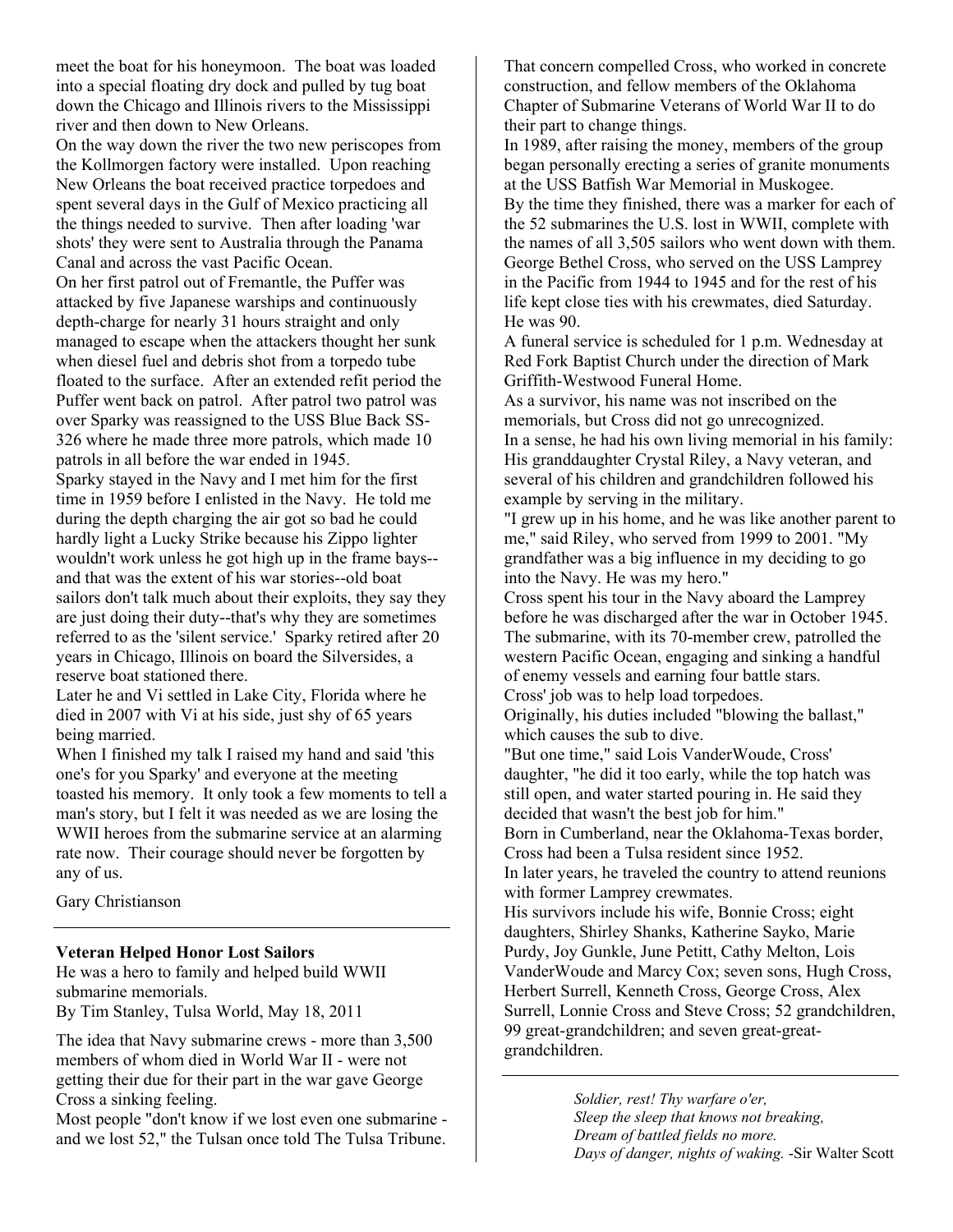meet the boat for his honeymoon. The boat was loaded into a special floating dry dock and pulled by tug boat down the Chicago and Illinois rivers to the Mississippi river and then down to New Orleans.

On the way down the river the two new periscopes from the Kollmorgen factory were installed. Upon reaching New Orleans the boat received practice torpedoes and spent several days in the Gulf of Mexico practicing all the things needed to survive. Then after loading 'war shots' they were sent to Australia through the Panama Canal and across the vast Pacific Ocean.

On her first patrol out of Fremantle, the Puffer was attacked by five Japanese warships and continuously depth-charge for nearly 31 hours straight and only managed to escape when the attackers thought her sunk when diesel fuel and debris shot from a torpedo tube floated to the surface. After an extended refit period the Puffer went back on patrol. After patrol two patrol was over Sparky was reassigned to the USS Blue Back SS-326 where he made three more patrols, which made 10 patrols in all before the war ended in 1945.

Sparky stayed in the Navy and I met him for the first time in 1959 before I enlisted in the Navy. He told me during the depth charging the air got so bad he could hardly light a Lucky Strike because his Zippo lighter wouldn't work unless he got high up in the frame bays--and that was the extent of his war stories--old boat sailors don't talk much about their exploits, they say they are just doing their duty--that's why they are sometimes referred to as the 'silent service.' Sparky retired after 20 years in Chicago, Illinois on board the Silversides, a reserve boat stationed there.

Later he and Vi settled in Lake City, Florida where he died in 2007 with Vi at his side, just shy of 65 years being married.

When I finished my talk I raised my hand and said 'this one's for you Sparky' and everyone at the meeting toasted his memory. It only took a few moments to tell a man's story, but I felt it was needed as we are losing the WWII heroes from the submarine service at an alarming rate now. Their courage should never be forgotten by any of us.

Gary Christianson

---

**Veteran Helped Honor Lost Sailors**

He was a hero to family and helped build WWII submarine memorials.
By Tim Stanley, Tulsa World, May 18, 2011

The idea that Navy submarine crews - more than 3,500 members of whom died in World War II - were not getting their due for their part in the war gave George Cross a sinking feeling.

Most people "don't know if we lost even one submarine - and we lost 52," the Tulsan once told The Tulsa Tribune.

That concern compelled Cross, who worked in concrete construction, and fellow members of the Oklahoma Chapter of Submarine Veterans of World War II to do their part to change things.

In 1989, after raising the money, members of the group began personally erecting a series of granite monuments at the USS Batfish War Memorial in Muskogee.

By the time they finished, there was a marker for each of the 52 submarines the U.S. lost in WWII, complete with the names of all 3,505 sailors who went down with them.

George Bethel Cross, who served on the USS Lamprey in the Pacific from 1944 to 1945 and for the rest of his life kept close ties with his crewmates, died Saturday. He was 90.

A funeral service is scheduled for 1 p.m. Wednesday at Red Fork Baptist Church under the direction of Mark Griffith-Westwood Funeral Home.

As a survivor, his name was not inscribed on the memorials, but Cross did not go unrecognized.

In a sense, he had his own living memorial in his family: His granddaughter Crystal Riley, a Navy veteran, and several of his children and grandchildren followed his example by serving in the military.

"I grew up in his home, and he was like another parent to me," said Riley, who served from 1999 to 2001. "My grandfather was a big influence in my deciding to go into the Navy. He was my hero."

Cross spent his tour in the Navy aboard the Lamprey before he was discharged after the war in October 1945. The submarine, with its 70-member crew, patrolled the western Pacific Ocean, engaging and sinking a handful of enemy vessels and earning four battle stars.

Cross' job was to help load torpedoes.

Originally, his duties included "blowing the ballast," which causes the sub to dive.

"But one time," said Lois VanderWoude, Cross' daughter, "he did it too early, while the top hatch was still open, and water started pouring in. He said they decided that wasn't the best job for him."

Born in Cumberland, near the Oklahoma-Texas border, Cross had been a Tulsa resident since 1952.

In later years, he traveled the country to attend reunions with former Lamprey crewmates.

His survivors include his wife, Bonnie Cross; eight daughters, Shirley Shanks, Katherine Sayko, Marie Purdy, Joy Gunkle, June Petitt, Cathy Melton, Lois VanderWoude and Marcy Cox; seven sons, Hugh Cross, Herbert Surrell, Kenneth Cross, George Cross, Alex Surrell, Lonnie Cross and Steve Cross; 52 grandchildren, 99 great-grandchildren; and seven great-great-grandchildren.

---

*Soldier, rest! Thy warfare o'er,*
*Sleep the sleep that knows not breaking,*
*Dream of battled fields no more.*
*Days of danger, nights of waking.* -Sir Walter Scott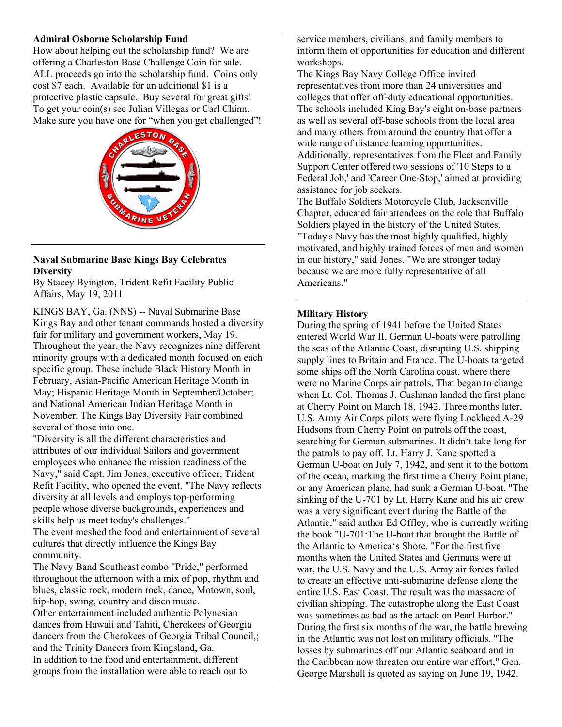**Admiral Osborne Scholarship Fund**

How about helping out the scholarship fund? We are offering a Charleston Base Challenge Coin for sale. ALL proceeds go into the scholarship fund. Coins only cost $7 each. Available for an additional $1 is a protective plastic capsule. Buy several for great gifts! To get your coin(s) see Julian Villegas or Carl Chinn. Make sure you have one for "when you get challenged"!

---

**Naval Submarine Base Kings Bay Celebrates Diversity**

By Stacey Byington, Trident Refit Facility Public Affairs, May 19, 2011

KINGS BAY, Ga. (NNS) -- Naval Submarine Base Kings Bay and other tenant commands hosted a diversity fair for military and government workers, May 19. Throughout the year, the Navy recognizes nine different minority groups with a dedicated month focused on each specific group. These include Black History Month in February, Asian-Pacific American Heritage Month in May; Hispanic Heritage Month in September/October; and National American Indian Heritage Month in November. The Kings Bay Diversity Fair combined several of those into one.

"Diversity is all the different characteristics and attributes of our individual Sailors and government employees who enhance the mission readiness of the Navy," said Capt. Jim Jones, executive officer, Trident Refit Facility, who opened the event. "The Navy reflects diversity at all levels and employs top-performing people whose diverse backgrounds, experiences and skills help us meet today's challenges."

The event meshed the food and entertainment of several cultures that directly influence the Kings Bay community.

The Navy Band Southeast combo "Pride," performed throughout the afternoon with a mix of pop, rhythm and blues, classic rock, modern rock, dance, Motown, soul, hip-hop, swing, country and disco music.

Other entertainment included authentic Polynesian dances from Hawaii and Tahiti, Cherokees of Georgia dancers from the Cherokees of Georgia Tribal Council,; and the Trinity Dancers from Kingsland, Ga.

In addition to the food and entertainment, different groups from the installation were able to reach out to service members, civilians, and family members to inform them of opportunities for education and different workshops.

The Kings Bay Navy College Office invited representatives from more than 24 universities and colleges that offer off-duty educational opportunities. The schools included King Bay's eight on-base partners as well as several off-base schools from the local area and many others from around the country that offer a wide range of distance learning opportunities.

Additionally, representatives from the Fleet and Family Support Center offered two sessions of '10 Steps to a Federal Job,' and 'Career One-Stop,' aimed at providing assistance for job seekers.

The Buffalo Soldiers Motorcycle Club, Jacksonville Chapter, educated fair attendees on the role that Buffalo Soldiers played in the history of the United States.

"Today's Navy has the most highly qualified, highly motivated, and highly trained forces of men and women in our history," said Jones. "We are stronger today because we are more fully representative of all Americans."

---

**Military History**

During the spring of 1941 before the United States entered World War II, German U-boats were patrolling the seas of the Atlantic Coast, disrupting U.S. shipping supply lines to Britain and France. The U-boats targeted some ships off the North Carolina coast, where there were no Marine Corps air patrols. That began to change when Lt. Col. Thomas J. Cushman landed the first plane at Cherry Point on March 18, 1942. Three months later, U.S. Army Air Corps pilots were flying Lockheed A-29 Hudsons from Cherry Point on patrols off the coast, searching for German submarines. It didn't take long for the patrols to pay off. Lt. Harry J. Kane spotted a German U-boat on July 7, 1942, and sent it to the bottom of the ocean, marking the first time a Cherry Point plane, or any American plane, had sunk a German U-boat. "The sinking of the U-701 by Lt. Harry Kane and his air crew was a very significant event during the Battle of the Atlantic," said author Ed Offley, who is currently writing the book "U-701:The U-boat that brought the Battle of the Atlantic to America's Shore. "For the first five months when the United States and Germans were at war, the U.S. Navy and the U.S. Army air forces failed to create an effective anti-submarine defense along the entire U.S. East Coast. The result was the massacre of civilian shipping. The catastrophe along the East Coast was sometimes as bad as the attack on Pearl Harbor."

During the first six months of the war, the battle brewing in the Atlantic was not lost on military officials. "The losses by submarines off our Atlantic seaboard and in the Caribbean now threaten our entire war effort," Gen. George Marshall is quoted as saying on June 19, 1942.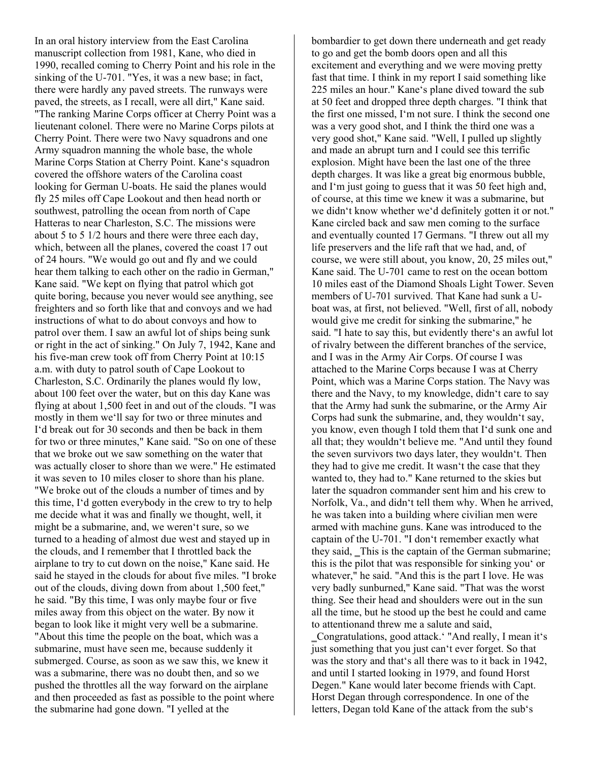In an oral history interview from the East Carolina manuscript collection from 1981, Kane, who died in 1990, recalled coming to Cherry Point and his role in the sinking of the U-701. "Yes, it was a new base; in fact, there were hardly any paved streets. The runways were paved, the streets, as I recall, were all dirt," Kane said. "The ranking Marine Corps officer at Cherry Point was a lieutenant colonel. There were no Marine Corps pilots at Cherry Point. There were two Navy squadrons and one Army squadron manning the whole base, the whole Marine Corps Station at Cherry Point. Kane's squadron covered the offshore waters of the Carolina coast looking for German U-boats. He said the planes would fly 25 miles off Cape Lookout and then head north or southwest, patrolling the ocean from north of Cape Hatteras to near Charleston, S.C. The missions were about 5 to 5 1/2 hours and there were three each day, which, between all the planes, covered the coast 17 out of 24 hours. "We would go out and fly and we could hear them talking to each other on the radio in German," Kane said. "We kept on flying that patrol which got quite boring, because you never would see anything, see freighters and so forth like that and convoys and we had instructions of what to do about convoys and how to patrol over them. I saw an awful lot of ships being sunk or right in the act of sinking." On July 7, 1942, Kane and his five-man crew took off from Cherry Point at 10:15 a.m. with duty to patrol south of Cape Lookout to Charleston, S.C. Ordinarily the planes would fly low, about 100 feet over the water, but on this day Kane was flying at about 1,500 feet in and out of the clouds. "I was mostly in them we'll say for two or three minutes and I'd break out for 30 seconds and then be back in them for two or three minutes," Kane said. "So on one of these that we broke out we saw something on the water that was actually closer to shore than we were." He estimated it was seven to 10 miles closer to shore than his plane. "We broke out of the clouds a number of times and by this time, I'd gotten everybody in the crew to try to help me decide what it was and finally we thought, well, it might be a submarine, and, we weren't sure, so we turned to a heading of almost due west and stayed up in the clouds, and I remember that I throttled back the airplane to try to cut down on the noise," Kane said. He said he stayed in the clouds for about five miles. "I broke out of the clouds, diving down from about 1,500 feet," he said. "By this time, I was only maybe four or five miles away from this object on the water. By now it began to look like it might very well be a submarine. "About this time the people on the boat, which was a submarine, must have seen me, because suddenly it submerged. Course, as soon as we saw this, we knew it was a submarine, there was no doubt then, and so we pushed the throttles all the way forward on the airplane and then proceeded as fast as possible to the point where the submarine had gone down. "I yelled at the bombardier to get down there underneath and get ready to go and get the bomb doors open and all this excitement and everything and we were moving pretty fast that time. I think in my report I said something like 225 miles an hour." Kane's plane dived toward the sub at 50 feet and dropped three depth charges. "I think that the first one missed, I'm not sure. I think the second one was a very good shot, and I think the third one was a very good shot," Kane said. "Well, I pulled up slightly and made an abrupt turn and I could see this terrific explosion. Might have been the last one of the three depth charges. It was like a great big enormous bubble, and I'm just going to guess that it was 50 feet high and, of course, at this time we knew it was a submarine, but we didn't know whether we'd definitely gotten it or not." Kane circled back and saw men coming to the surface and eventually counted 17 Germans. "I threw out all my life preservers and the life raft that we had, and, of course, we were still about, you know, 20, 25 miles out," Kane said. The U-701 came to rest on the ocean bottom 10 miles east of the Diamond Shoals Light Tower. Seven members of U-701 survived. That Kane had sunk a U-boat was, at first, not believed. "Well, first of all, nobody would give me credit for sinking the submarine," he said. "I hate to say this, but evidently there's an awful lot of rivalry between the different branches of the service, and I was in the Army Air Corps. Of course I was attached to the Marine Corps because I was at Cherry Point, which was a Marine Corps station. The Navy was there and the Navy, to my knowledge, didn't care to say that the Army had sunk the submarine, or the Army Air Corps had sunk the submarine, and, they wouldn't say, you know, even though I told them that I'd sunk one and all that; they wouldn't believe me. "And until they found the seven survivors two days later, they wouldn't. Then they had to give me credit. It wasn't the case that they wanted to, they had to." Kane returned to the skies but later the squadron commander sent him and his crew to Norfolk, Va., and didn't tell them why. When he arrived, he was taken into a building where civilian men were armed with machine guns. Kane was introduced to the captain of the U-701. "I don't remember exactly what they said, ‗This is the captain of the German submarine; this is the pilot that was responsible for sinking you' or whatever," he said. "And this is the part I love. He was very badly sunburned," Kane said. "That was the worst thing. See their head and shoulders were out in the sun all the time, but he stood up the best he could and came to attentionand threw me a salute and said, ‗Congratulations, good attack.' "And really, I mean it's just something that you just can't ever forget. So that was the story and that's all there was to it back in 1942, and until I started looking in 1979, and found Horst Degen." Kane would later become friends with Capt. Horst Degan through correspondence. In one of the letters, Degan told Kane of the attack from the sub's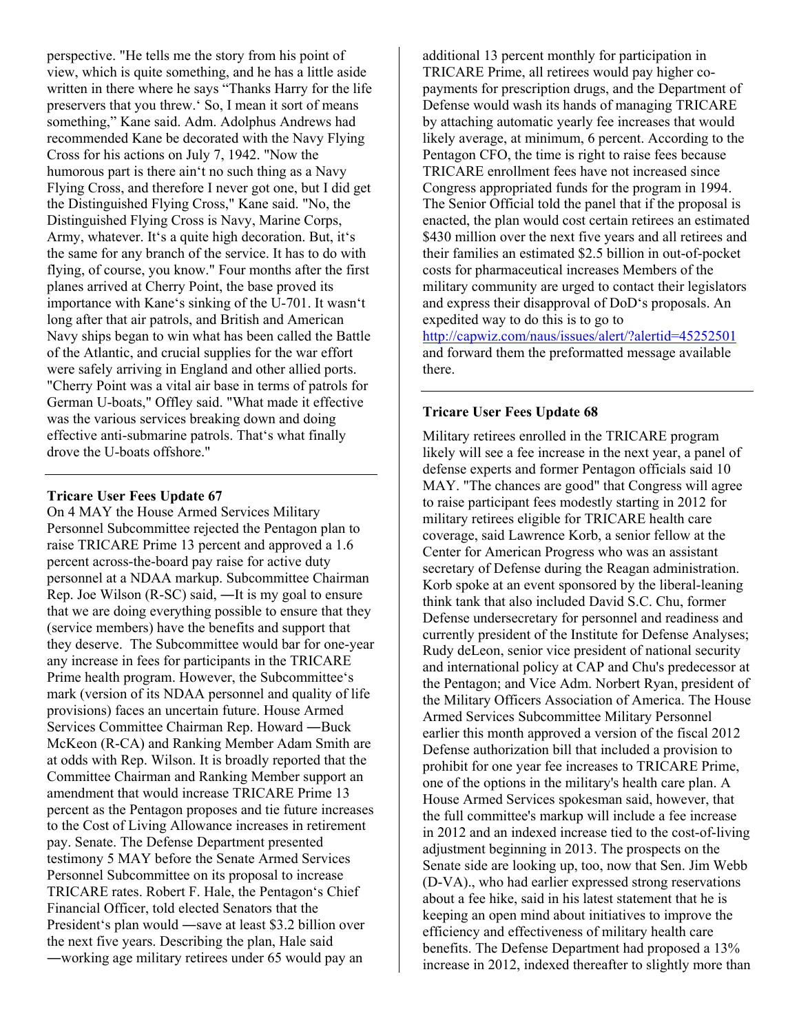perspective. "He tells me the story from his point of view, which is quite something, and he has a little aside written in there where he says "Thanks Harry for the life preservers that you threw.' So, I mean it sort of means something," Kane said. Adm. Adolphus Andrews had recommended Kane be decorated with the Navy Flying Cross for his actions on July 7, 1942. "Now the humorous part is there ain't no such thing as a Navy Flying Cross, and therefore I never got one, but I did get the Distinguished Flying Cross," Kane said. "No, the Distinguished Flying Cross is Navy, Marine Corps, Army, whatever. It's a quite high decoration. But, it's the same for any branch of the service. It has to do with flying, of course, you know." Four months after the first planes arrived at Cherry Point, the base proved its importance with Kane's sinking of the U-701. It wasn't long after that air patrols, and British and American Navy ships began to win what has been called the Battle of the Atlantic, and crucial supplies for the war effort were safely arriving in England and other allied ports. "Cherry Point was a vital air base in terms of patrols for German U-boats," Offley said. "What made it effective was the various services breaking down and doing effective anti-submarine patrols. That's what finally drove the U-boats offshore."

---

**Tricare User Fees Update 67**

On 4 MAY the House Armed Services Military Personnel Subcommittee rejected the Pentagon plan to raise TRICARE Prime 13 percent and approved a 1.6 percent across-the-board pay raise for active duty personnel at a NDAA markup. Subcommittee Chairman Rep. Joe Wilson (R-SC) said, ―It is my goal to ensure that we are doing everything possible to ensure that they (service members) have the benefits and support that they deserve. The Subcommittee would bar for one-year any increase in fees for participants in the TRICARE Prime health program. However, the Subcommittee's mark (version of its NDAA personnel and quality of life provisions) faces an uncertain future. House Armed Services Committee Chairman Rep. Howard ―Buck McKeon (R-CA) and Ranking Member Adam Smith are at odds with Rep. Wilson. It is broadly reported that the Committee Chairman and Ranking Member support an amendment that would increase TRICARE Prime 13 percent as the Pentagon proposes and tie future increases to the Cost of Living Allowance increases in retirement pay. Senate. The Defense Department presented testimony 5 MAY before the Senate Armed Services Personnel Subcommittee on its proposal to increase TRICARE rates. Robert F. Hale, the Pentagon's Chief Financial Officer, told elected Senators that the President's plan would ―save at least $3.2 billion over the next five years. Describing the plan, Hale said ―working age military retirees under 65 would pay an additional 13 percent monthly for participation in TRICARE Prime, all retirees would pay higher co-payments for prescription drugs, and the Department of Defense would wash its hands of managing TRICARE by attaching automatic yearly fee increases that would likely average, at minimum, 6 percent. According to the Pentagon CFO, the time is right to raise fees because TRICARE enrollment fees have not increased since Congress appropriated funds for the program in 1994. The Senior Official told the panel that if the proposal is enacted, the plan would cost certain retirees an estimated $430 million over the next five years and all retirees and their families an estimated $2.5 billion in out-of-pocket costs for pharmaceutical increases Members of the military community are urged to contact their legislators and express their disapproval of DoD's proposals. An expedited way to do this is to go to http://capwiz.com/naus/issues/alert/?alertid=45252501 and forward them the preformatted message available there.

---

**Tricare User Fees Update 68**

Military retirees enrolled in the TRICARE program likely will see a fee increase in the next year, a panel of defense experts and former Pentagon officials said 10 MAY. "The chances are good" that Congress will agree to raise participant fees modestly starting in 2012 for military retirees eligible for TRICARE health care coverage, said Lawrence Korb, a senior fellow at the Center for American Progress who was an assistant secretary of Defense during the Reagan administration. Korb spoke at an event sponsored by the liberal-leaning think tank that also included David S.C. Chu, former Defense undersecretary for personnel and readiness and currently president of the Institute for Defense Analyses; Rudy deLeon, senior vice president of national security and international policy at CAP and Chu's predecessor at the Pentagon; and Vice Adm. Norbert Ryan, president of the Military Officers Association of America. The House Armed Services Subcommittee Military Personnel earlier this month approved a version of the fiscal 2012 Defense authorization bill that included a provision to prohibit for one year fee increases to TRICARE Prime, one of the options in the military's health care plan. A House Armed Services spokesman said, however, that the full committee's markup will include a fee increase in 2012 and an indexed increase tied to the cost-of-living adjustment beginning in 2013. The prospects on the Senate side are looking up, too, now that Sen. Jim Webb (D-VA)., who had earlier expressed strong reservations about a fee hike, said in his latest statement that he is keeping an open mind about initiatives to improve the efficiency and effectiveness of military health care benefits. The Defense Department had proposed a 13% increase in 2012, indexed thereafter to slightly more than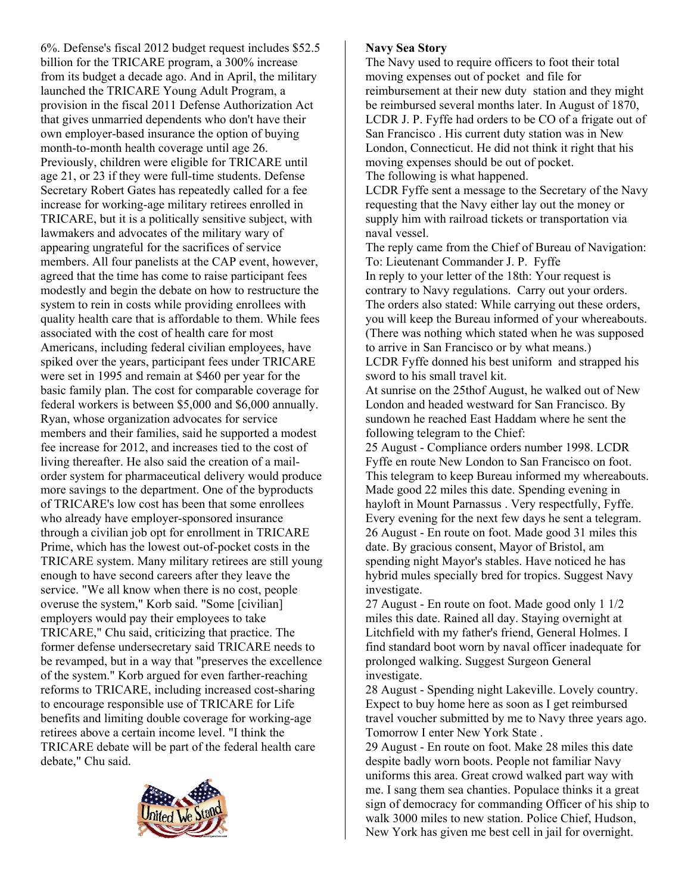6%. Defense's fiscal 2012 budget request includes $52.5 billion for the TRICARE program, a 300% increase from its budget a decade ago. And in April, the military launched the TRICARE Young Adult Program, a provision in the fiscal 2011 Defense Authorization Act that gives unmarried dependents who don't have their own employer-based insurance the option of buying month-to-month health coverage until age 26. Previously, children were eligible for TRICARE until age 21, or 23 if they were full-time students. Defense Secretary Robert Gates has repeatedly called for a fee increase for working-age military retirees enrolled in TRICARE, but it is a politically sensitive subject, with lawmakers and advocates of the military wary of appearing ungrateful for the sacrifices of service members. All four panelists at the CAP event, however, agreed that the time has come to raise participant fees modestly and begin the debate on how to restructure the system to rein in costs while providing enrollees with quality health care that is affordable to them. While fees associated with the cost of health care for most Americans, including federal civilian employees, have spiked over the years, participant fees under TRICARE were set in 1995 and remain at $460 per year for the basic family plan. The cost for comparable coverage for federal workers is between $5,000 and $6,000 annually. Ryan, whose organization advocates for service members and their families, said he supported a modest fee increase for 2012, and increases tied to the cost of living thereafter. He also said the creation of a mail-order system for pharmaceutical delivery would produce more savings to the department. One of the byproducts of TRICARE's low cost has been that some enrollees who already have employer-sponsored insurance through a civilian job opt for enrollment in TRICARE Prime, which has the lowest out-of-pocket costs in the TRICARE system. Many military retirees are still young enough to have second careers after they leave the service. "We all know when there is no cost, people overuse the system," Korb said. "Some [civilian] employers would pay their employees to take TRICARE," Chu said, criticizing that practice. The former defense undersecretary said TRICARE needs to be revamped, but in a way that "preserves the excellence of the system." Korb argued for even farther-reaching reforms to TRICARE, including increased cost-sharing to encourage responsible use of TRICARE for Life benefits and limiting double coverage for working-age retirees above a certain income level. "I think the TRICARE debate will be part of the federal health care debate," Chu said.

United We Stand

**Navy Sea Story**

The Navy used to require officers to foot their total moving expenses out of pocket and file for reimbursement at their new duty station and they might be reimbursed several months later. In August of 1870, LCDR J. P. Fyffe had orders to be CO of a frigate out of San Francisco . His current duty station was in New London, Connecticut. He did not think it right that his moving expenses should be out of pocket.

The following is what happened.

LCDR Fyffe sent a message to the Secretary of the Navy requesting that the Navy either lay out the money or supply him with railroad tickets or transportation via naval vessel.

The reply came from the Chief of Bureau of Navigation:

To: Lieutenant Commander J. P. Fyffe

In reply to your letter of the 18th: Your request is contrary to Navy regulations. Carry out your orders.

The orders also stated: While carrying out these orders, you will keep the Bureau informed of your whereabouts. (There was nothing which stated when he was supposed to arrive in San Francisco or by what means.)

LCDR Fyffe donned his best uniform and strapped his sword to his small travel kit.

At sunrise on the 25thof August, he walked out of New London and headed westward for San Francisco. By sundown he reached East Haddam where he sent the following telegram to the Chief:

25 August - Compliance orders number 1998. LCDR Fyffe en route New London to San Francisco on foot. This telegram to keep Bureau informed my whereabouts. Made good 22 miles this date. Spending evening in hayloft in Mount Parnassus . Very respectfully, Fyffe.

Every evening for the next few days he sent a telegram.

26 August - En route on foot. Made good 31 miles this date. By gracious consent, Mayor of Bristol, am spending night Mayor's stables. Have noticed he has hybrid mules specially bred for tropics. Suggest Navy investigate.

27 August - En route on foot. Made good only 1 1/2 miles this date. Rained all day. Staying overnight at Litchfield with my father's friend, General Holmes. I find standard boot worn by naval officer inadequate for prolonged walking. Suggest Surgeon General investigate.

28 August - Spending night Lakeville. Lovely country. Expect to buy home here as soon as I get reimbursed travel voucher submitted by me to Navy three years ago. Tomorrow I enter New York State .

29 August - En route on foot. Make 28 miles this date despite badly worn boots. People not familiar Navy uniforms this area. Great crowd walked part way with me. I sang them sea chanties. Populace thinks it a great sign of democracy for commanding Officer of his ship to walk 3000 miles to new station. Police Chief, Hudson, New York has given me best cell in jail for overnight.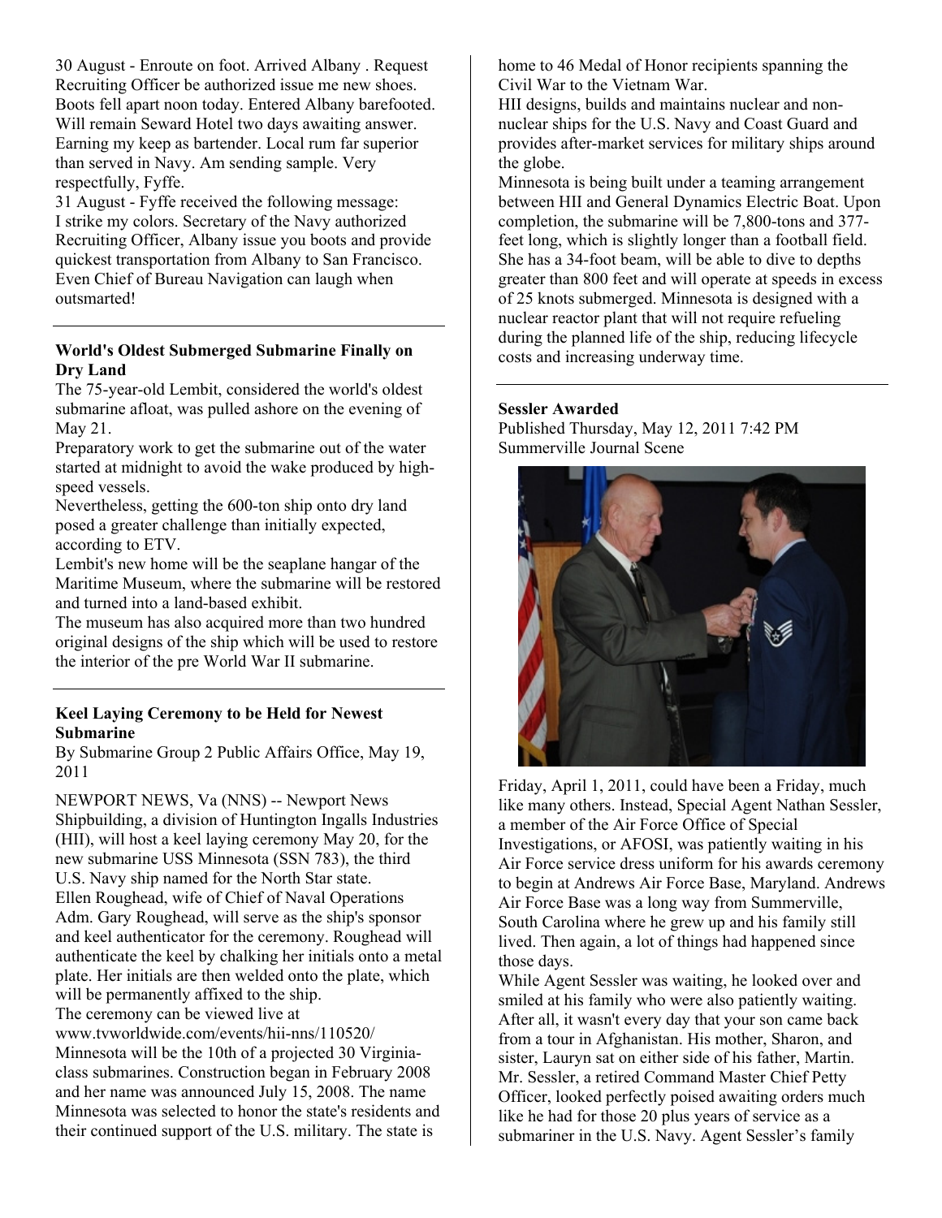30 August - Enroute on foot. Arrived Albany . Request Recruiting Officer be authorized issue me new shoes. Boots fell apart noon today. Entered Albany barefooted. Will remain Seward Hotel two days awaiting answer. Earning my keep as bartender. Local rum far superior than served in Navy. Am sending sample. Very respectfully, Fyffe.

31 August - Fyffe received the following message: I strike my colors. Secretary of the Navy authorized Recruiting Officer, Albany issue you boots and provide quickest transportation from Albany to San Francisco. Even Chief of Bureau Navigation can laugh when outsmarted!

---

**World's Oldest Submerged Submarine Finally on Dry Land**

The 75-year-old Lembit, considered the world's oldest submarine afloat, was pulled ashore on the evening of May 21.

Preparatory work to get the submarine out of the water started at midnight to avoid the wake produced by high-speed vessels.

Nevertheless, getting the 600-ton ship onto dry land posed a greater challenge than initially expected, according to ETV.

Lembit's new home will be the seaplane hangar of the Maritime Museum, where the submarine will be restored and turned into a land-based exhibit.

The museum has also acquired more than two hundred original designs of the ship which will be used to restore the interior of the pre World War II submarine.

---

**Keel Laying Ceremony to be Held for Newest Submarine**

By Submarine Group 2 Public Affairs Office, May 19, 2011

NEWPORT NEWS, Va (NNS) -- Newport News Shipbuilding, a division of Huntington Ingalls Industries (HII), will host a keel laying ceremony May 20, for the new submarine USS Minnesota (SSN 783), the third U.S. Navy ship named for the North Star state.

Ellen Roughead, wife of Chief of Naval Operations Adm. Gary Roughead, will serve as the ship's sponsor and keel authenticator for the ceremony. Roughead will authenticate the keel by chalking her initials onto a metal plate. Her initials are then welded onto the plate, which will be permanently affixed to the ship.

The ceremony can be viewed live at www.tvworldwide.com/events/hii-nns/110520/

Minnesota will be the 10th of a projected 30 Virginia-class submarines. Construction began in February 2008 and her name was announced July 15, 2008. The name Minnesota was selected to honor the state's residents and their continued support of the U.S. military. The state is home to 46 Medal of Honor recipients spanning the Civil War to the Vietnam War.

HII designs, builds and maintains nuclear and non-nuclear ships for the U.S. Navy and Coast Guard and provides after-market services for military ships around the globe.

Minnesota is being built under a teaming arrangement between HII and General Dynamics Electric Boat. Upon completion, the submarine will be 7,800-tons and 377-feet long, which is slightly longer than a football field. She has a 34-foot beam, will be able to dive to depths greater than 800 feet and will operate at speeds in excess of 25 knots submerged. Minnesota is designed with a nuclear reactor plant that will not require refueling during the planned life of the ship, reducing lifecycle costs and increasing underway time.

---

**Sessler Awarded**

Published Thursday, May 12, 2011 7:42 PM
Summerville Journal Scene

Friday, April 1, 2011, could have been a Friday, much like many others. Instead, Special Agent Nathan Sessler, a member of the Air Force Office of Special Investigations, or AFOSI, was patiently waiting in his Air Force service dress uniform for his awards ceremony to begin at Andrews Air Force Base, Maryland. Andrews Air Force Base was a long way from Summerville, South Carolina where he grew up and his family still lived. Then again, a lot of things had happened since those days.

While Agent Sessler was waiting, he looked over and smiled at his family who were also patiently waiting. After all, it wasn't every day that your son came back from a tour in Afghanistan. His mother, Sharon, and sister, Lauryn sat on either side of his father, Martin. Mr. Sessler, a retired Command Master Chief Petty Officer, looked perfectly poised awaiting orders much like he had for those 20 plus years of service as a submariner in the U.S. Navy. Agent Sessler's family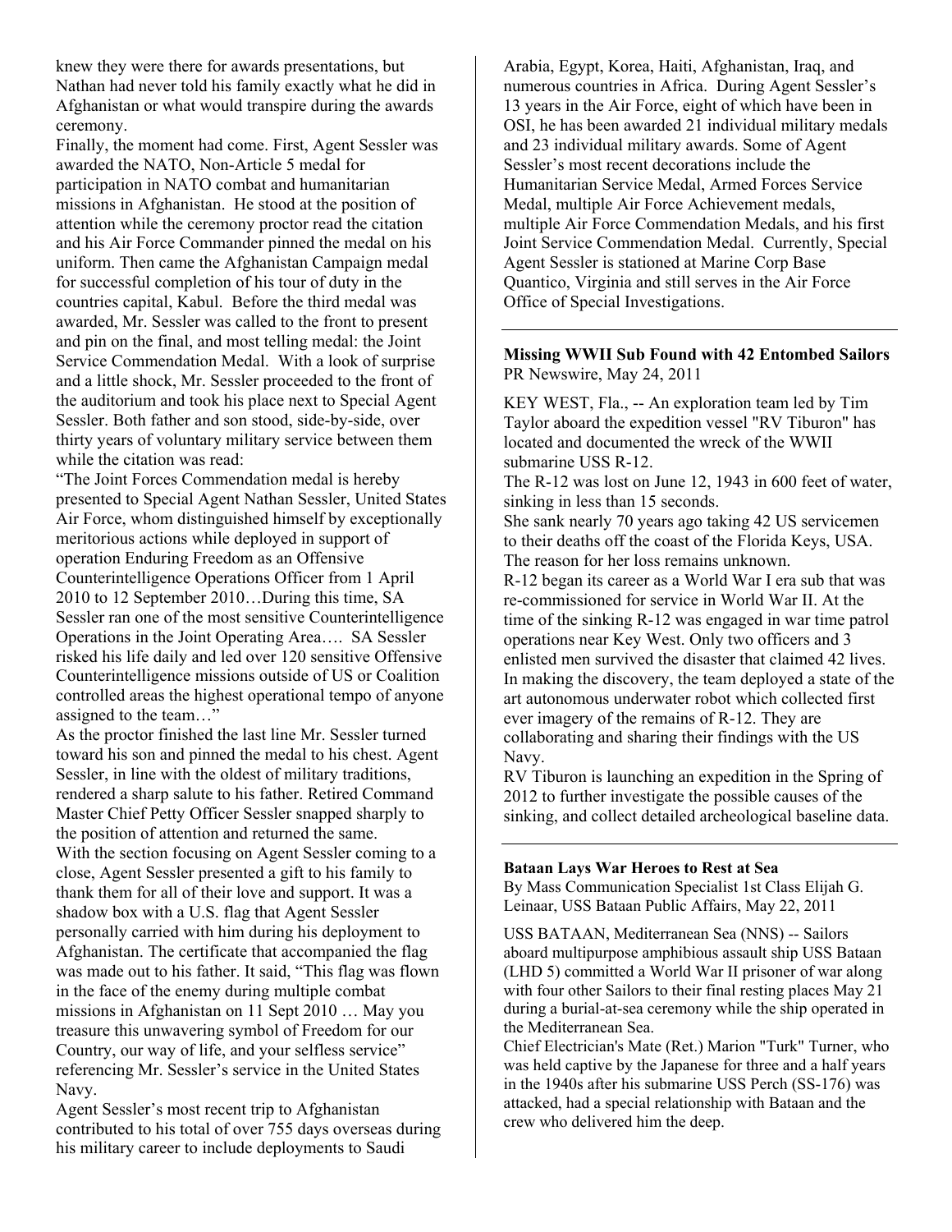knew they were there for awards presentations, but Nathan had never told his family exactly what he did in Afghanistan or what would transpire during the awards ceremony.

Finally, the moment had come. First, Agent Sessler was awarded the NATO, Non-Article 5 medal for participation in NATO combat and humanitarian missions in Afghanistan. He stood at the position of attention while the ceremony proctor read the citation and his Air Force Commander pinned the medal on his uniform. Then came the Afghanistan Campaign medal for successful completion of his tour of duty in the countries capital, Kabul. Before the third medal was awarded, Mr. Sessler was called to the front to present and pin on the final, and most telling medal: the Joint Service Commendation Medal. With a look of surprise and a little shock, Mr. Sessler proceeded to the front of the auditorium and took his place next to Special Agent Sessler. Both father and son stood, side-by-side, over thirty years of voluntary military service between them while the citation was read:

"The Joint Forces Commendation medal is hereby presented to Special Agent Nathan Sessler, United States Air Force, whom distinguished himself by exceptionally meritorious actions while deployed in support of operation Enduring Freedom as an Offensive Counterintelligence Operations Officer from 1 April 2010 to 12 September 2010…During this time, SA Sessler ran one of the most sensitive Counterintelligence Operations in the Joint Operating Area…. SA Sessler risked his life daily and led over 120 sensitive Offensive Counterintelligence missions outside of US or Coalition controlled areas the highest operational tempo of anyone assigned to the team…"

As the proctor finished the last line Mr. Sessler turned toward his son and pinned the medal to his chest. Agent Sessler, in line with the oldest of military traditions, rendered a sharp salute to his father. Retired Command Master Chief Petty Officer Sessler snapped sharply to the position of attention and returned the same.

With the section focusing on Agent Sessler coming to a close, Agent Sessler presented a gift to his family to thank them for all of their love and support. It was a shadow box with a U.S. flag that Agent Sessler personally carried with him during his deployment to Afghanistan. The certificate that accompanied the flag was made out to his father. It said, "This flag was flown in the face of the enemy during multiple combat missions in Afghanistan on 11 Sept 2010 … May you treasure this unwavering symbol of Freedom for our Country, our way of life, and your selfless service" referencing Mr. Sessler's service in the United States Navy.

Agent Sessler's most recent trip to Afghanistan contributed to his total of over 755 days overseas during his military career to include deployments to Saudi Arabia, Egypt, Korea, Haiti, Afghanistan, Iraq, and numerous countries in Africa. During Agent Sessler's 13 years in the Air Force, eight of which have been in OSI, he has been awarded 21 individual military medals and 23 individual military awards. Some of Agent Sessler's most recent decorations include the Humanitarian Service Medal, Armed Forces Service Medal, multiple Air Force Achievement medals, multiple Air Force Commendation Medals, and his first Joint Service Commendation Medal. Currently, Special Agent Sessler is stationed at Marine Corp Base Quantico, Virginia and still serves in the Air Force Office of Special Investigations.

---

**Missing WWII Sub Found with 42 Entombed Sailors**
PR Newswire, May 24, 2011

KEY WEST, Fla., -- An exploration team led by Tim Taylor aboard the expedition vessel "RV Tiburon" has located and documented the wreck of the WWII submarine USS R-12.

The R-12 was lost on June 12, 1943 in 600 feet of water, sinking in less than 15 seconds.

She sank nearly 70 years ago taking 42 US servicemen to their deaths off the coast of the Florida Keys, USA. The reason for her loss remains unknown.

R-12 began its career as a World War I era sub that was re-commissioned for service in World War II. At the time of the sinking R-12 was engaged in war time patrol operations near Key West. Only two officers and 3 enlisted men survived the disaster that claimed 42 lives. In making the discovery, the team deployed a state of the art autonomous underwater robot which collected first ever imagery of the remains of R-12. They are collaborating and sharing their findings with the US Navy.

RV Tiburon is launching an expedition in the Spring of 2012 to further investigate the possible causes of the sinking, and collect detailed archeological baseline data.

---

**Bataan Lays War Heroes to Rest at Sea**
By Mass Communication Specialist 1st Class Elijah G. Leinaar, USS Bataan Public Affairs, May 22, 2011

USS BATAAN, Mediterranean Sea (NNS) -- Sailors aboard multipurpose amphibious assault ship USS Bataan (LHD 5) committed a World War II prisoner of war along with four other Sailors to their final resting places May 21 during a burial-at-sea ceremony while the ship operated in the Mediterranean Sea.

Chief Electrician's Mate (Ret.) Marion "Turk" Turner, who was held captive by the Japanese for three and a half years in the 1940s after his submarine USS Perch (SS-176) was attacked, had a special relationship with Bataan and the crew who delivered him the deep.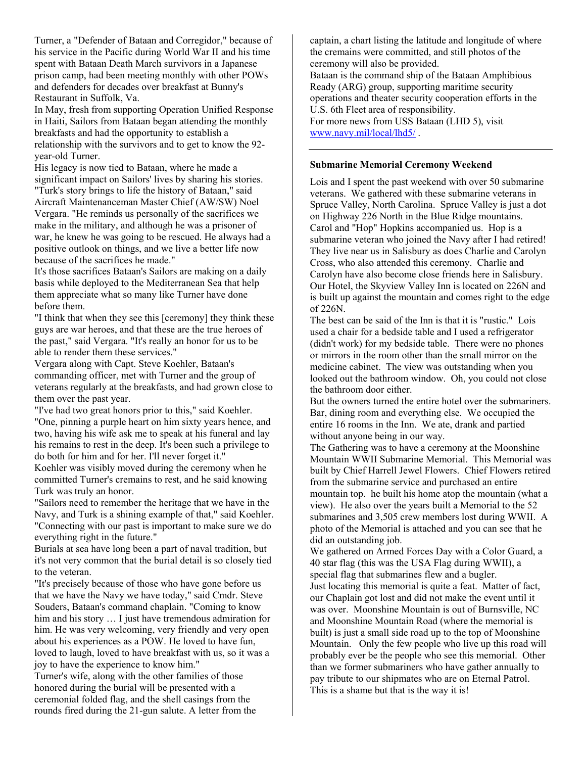Turner, a "Defender of Bataan and Corregidor," because of his service in the Pacific during World War II and his time spent with Bataan Death March survivors in a Japanese prison camp, had been meeting monthly with other POWs and defenders for decades over breakfast at Bunny's Restaurant in Suffolk, Va.

In May, fresh from supporting Operation Unified Response in Haiti, Sailors from Bataan began attending the monthly breakfasts and had the opportunity to establish a relationship with the survivors and to get to know the 92-year-old Turner.

His legacy is now tied to Bataan, where he made a significant impact on Sailors' lives by sharing his stories. "Turk's story brings to life the history of Bataan," said Aircraft Maintenanceman Master Chief (AW/SW) Noel Vergara. "He reminds us personally of the sacrifices we make in the military, and although he was a prisoner of war, he knew he was going to be rescued. He always had a positive outlook on things, and we live a better life now because of the sacrifices he made."

It's those sacrifices Bataan's Sailors are making on a daily basis while deployed to the Mediterranean Sea that help them appreciate what so many like Turner have done before them.

"I think that when they see this [ceremony] they think these guys are war heroes, and that these are the true heroes of the past," said Vergara. "It's really an honor for us to be able to render them these services."

Vergara along with Capt. Steve Koehler, Bataan's commanding officer, met with Turner and the group of veterans regularly at the breakfasts, and had grown close to them over the past year.

"I've had two great honors prior to this," said Koehler. "One, pinning a purple heart on him sixty years hence, and two, having his wife ask me to speak at his funeral and lay his remains to rest in the deep. It's been such a privilege to do both for him and for her. I'll never forget it."

Koehler was visibly moved during the ceremony when he committed Turner's cremains to rest, and he said knowing Turk was truly an honor.

"Sailors need to remember the heritage that we have in the Navy, and Turk is a shining example of that," said Koehler. "Connecting with our past is important to make sure we do everything right in the future."

Burials at sea have long been a part of naval tradition, but it's not very common that the burial detail is so closely tied to the veteran.

"It's precisely because of those who have gone before us that we have the Navy we have today," said Cmdr. Steve Souders, Bataan's command chaplain. "Coming to know him and his story … I just have tremendous admiration for him. He was very welcoming, very friendly and very open about his experiences as a POW. He loved to have fun, loved to laugh, loved to have breakfast with us, so it was a joy to have the experience to know him."

Turner's wife, along with the other families of those honored during the burial will be presented with a ceremonial folded flag, and the shell casings from the rounds fired during the 21-gun salute. A letter from the captain, a chart listing the latitude and longitude of where the cremains were committed, and still photos of the ceremony will also be provided.

Bataan is the command ship of the Bataan Amphibious Ready (ARG) group, supporting maritime security operations and theater security cooperation efforts in the U.S. 6th Fleet area of responsibility.

For more news from USS Bataan (LHD 5), visit www.navy.mil/local/lhd5/ .

---

**Submarine Memorial Ceremony Weekend**

Lois and I spent the past weekend with over 50 submarine veterans. We gathered with these submarine veterans in Spruce Valley, North Carolina. Spruce Valley is just a dot on Highway 226 North in the Blue Ridge mountains. Carol and "Hop" Hopkins accompanied us. Hop is a submarine veteran who joined the Navy after I had retired! They live near us in Salisbury as does Charlie and Carolyn Cross, who also attended this ceremony. Charlie and Carolyn have also become close friends here in Salisbury. Our Hotel, the Skyview Valley Inn is located on 226N and is built up against the mountain and comes right to the edge of 226N.

The best can be said of the Inn is that it is "rustic." Lois used a chair for a bedside table and I used a refrigerator (didn't work) for my bedside table. There were no phones or mirrors in the room other than the small mirror on the medicine cabinet. The view was outstanding when you looked out the bathroom window. Oh, you could not close the bathroom door either.

But the owners turned the entire hotel over the submariners. Bar, dining room and everything else. We occupied the entire 16 rooms in the Inn. We ate, drank and partied without anyone being in our way.

The Gathering was to have a ceremony at the Moonshine Mountain WWII Submarine Memorial. This Memorial was built by Chief Harrell Jewel Flowers. Chief Flowers retired from the submarine service and purchased an entire mountain top. he built his home atop the mountain (what a view). He also over the years built a Memorial to the 52 submarines and 3,505 crew members lost during WWII. A photo of the Memorial is attached and you can see that he did an outstanding job.

We gathered on Armed Forces Day with a Color Guard, a 40 star flag (this was the USA Flag during WWII), a special flag that submarines flew and a bugler.

Just locating this memorial is quite a feat. Matter of fact, our Chaplain got lost and did not make the event until it was over. Moonshine Mountain is out of Burnsville, NC and Moonshine Mountain Road (where the memorial is built) is just a small side road up to the top of Moonshine Mountain. Only the few people who live up this road will probably ever be the people who see this memorial. Other than we former submariners who have gather annually to pay tribute to our shipmates who are on Eternal Patrol. This is a shame but that is the way it is!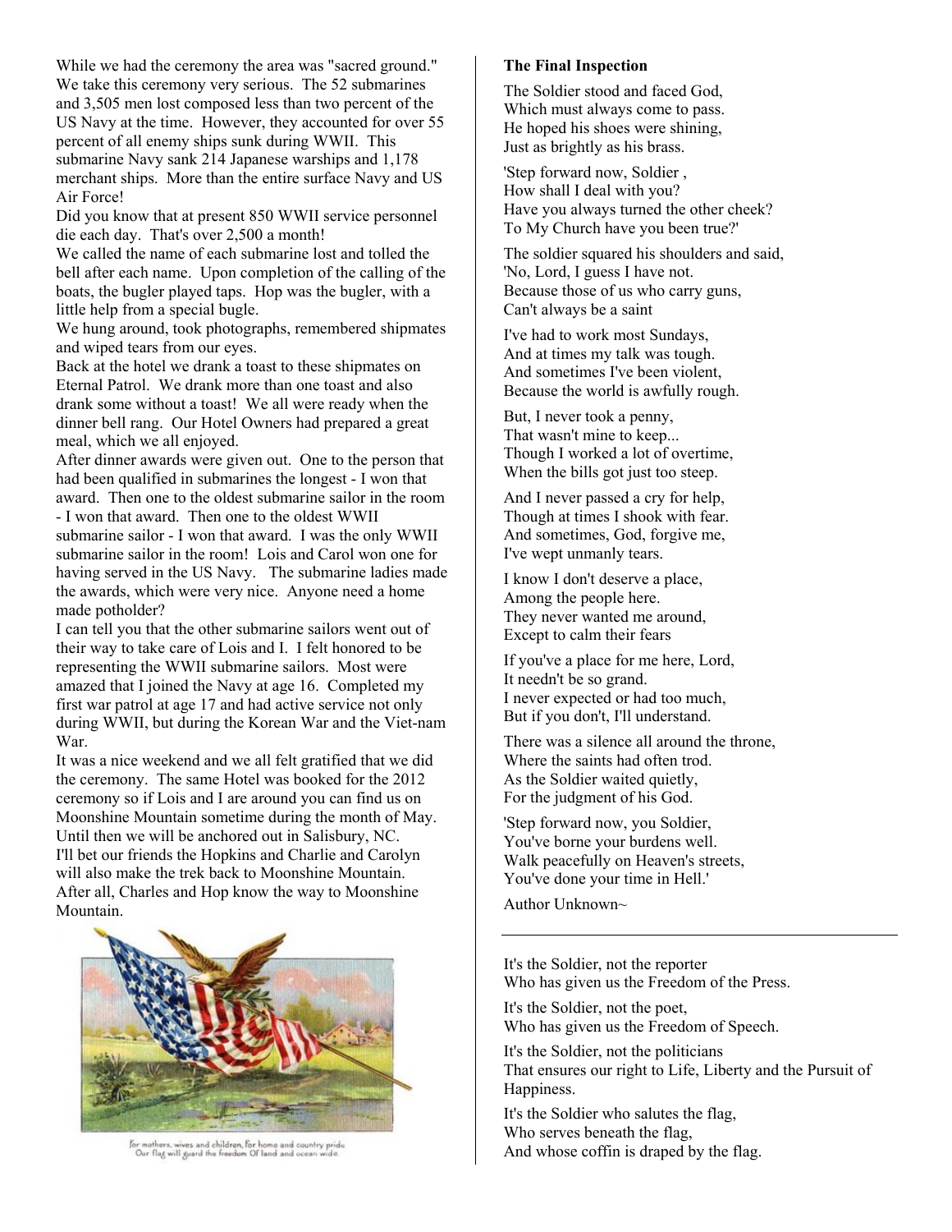While we had the ceremony the area was "sacred ground." We take this ceremony very serious. The 52 submarines and 3,505 men lost composed less than two percent of the US Navy at the time. However, they accounted for over 55 percent of all enemy ships sunk during WWII. This submarine Navy sank 214 Japanese warships and 1,178 merchant ships. More than the entire surface Navy and US Air Force!

Did you know that at present 850 WWII service personnel die each day. That's over 2,500 a month!

We called the name of each submarine lost and tolled the bell after each name. Upon completion of the calling of the boats, the bugler played taps. Hop was the bugler, with a little help from a special bugle.

We hung around, took photographs, remembered shipmates and wiped tears from our eyes.

Back at the hotel we drank a toast to these shipmates on Eternal Patrol. We drank more than one toast and also drank some without a toast! We all were ready when the dinner bell rang. Our Hotel Owners had prepared a great meal, which we all enjoyed.

After dinner awards were given out. One to the person that had been qualified in submarines the longest - I won that award. Then one to the oldest submarine sailor in the room - I won that award. Then one to the oldest WWII submarine sailor - I won that award. I was the only WWII submarine sailor in the room! Lois and Carol won one for having served in the US Navy. The submarine ladies made the awards, which were very nice. Anyone need a home made potholder?

I can tell you that the other submarine sailors went out of their way to take care of Lois and I. I felt honored to be representing the WWII submarine sailors. Most were amazed that I joined the Navy at age 16. Completed my first war patrol at age 17 and had active service not only during WWII, but during the Korean War and the Viet-nam War.

It was a nice weekend and we all felt gratified that we did the ceremony. The same Hotel was booked for the 2012 ceremony so if Lois and I are around you can find us on Moonshine Mountain sometime during the month of May. Until then we will be anchored out in Salisbury, NC. I'll bet our friends the Hopkins and Charlie and Carolyn will also make the trek back to Moonshine Mountain. After all, Charles and Hop know the way to Moonshine Mountain.

For mothers, wives and children, for home and country pride
Our flag will guard the freedom Of land and ocean wide.

**The Final Inspection**

The Soldier stood and faced God,
Which must always come to pass.
He hoped his shoes were shining,
Just as brightly as his brass.

'Step forward now, Soldier ,
How shall I deal with you?
Have you always turned the other cheek?
To My Church have you been true?'

The soldier squared his shoulders and said,
'No, Lord, I guess I have not.
Because those of us who carry guns,
Can't always be a saint

I've had to work most Sundays,
And at times my talk was tough.
And sometimes I've been violent,
Because the world is awfully rough.

But, I never took a penny,
That wasn't mine to keep...
Though I worked a lot of overtime,
When the bills got just too steep.

And I never passed a cry for help,
Though at times I shook with fear.
And sometimes, God, forgive me,
I've wept unmanly tears.

I know I don't deserve a place,
Among the people here.
They never wanted me around,
Except to calm their fears

If you've a place for me here, Lord,
It needn't be so grand.
I never expected or had too much,
But if you don't, I'll understand.

There was a silence all around the throne,
Where the saints had often trod.
As the Soldier waited quietly,
For the judgment of his God.

'Step forward now, you Soldier,
You've borne your burdens well.
Walk peacefully on Heaven's streets,
You've done your time in Hell.'

Author Unknown~

---

It's the Soldier, not the reporter
Who has given us the Freedom of the Press.

It's the Soldier, not the poet,
Who has given us the Freedom of Speech.

It's the Soldier, not the politicians
That ensures our right to Life, Liberty and the Pursuit of Happiness.

It's the Soldier who salutes the flag,
Who serves beneath the flag,
And whose coffin is draped by the flag.